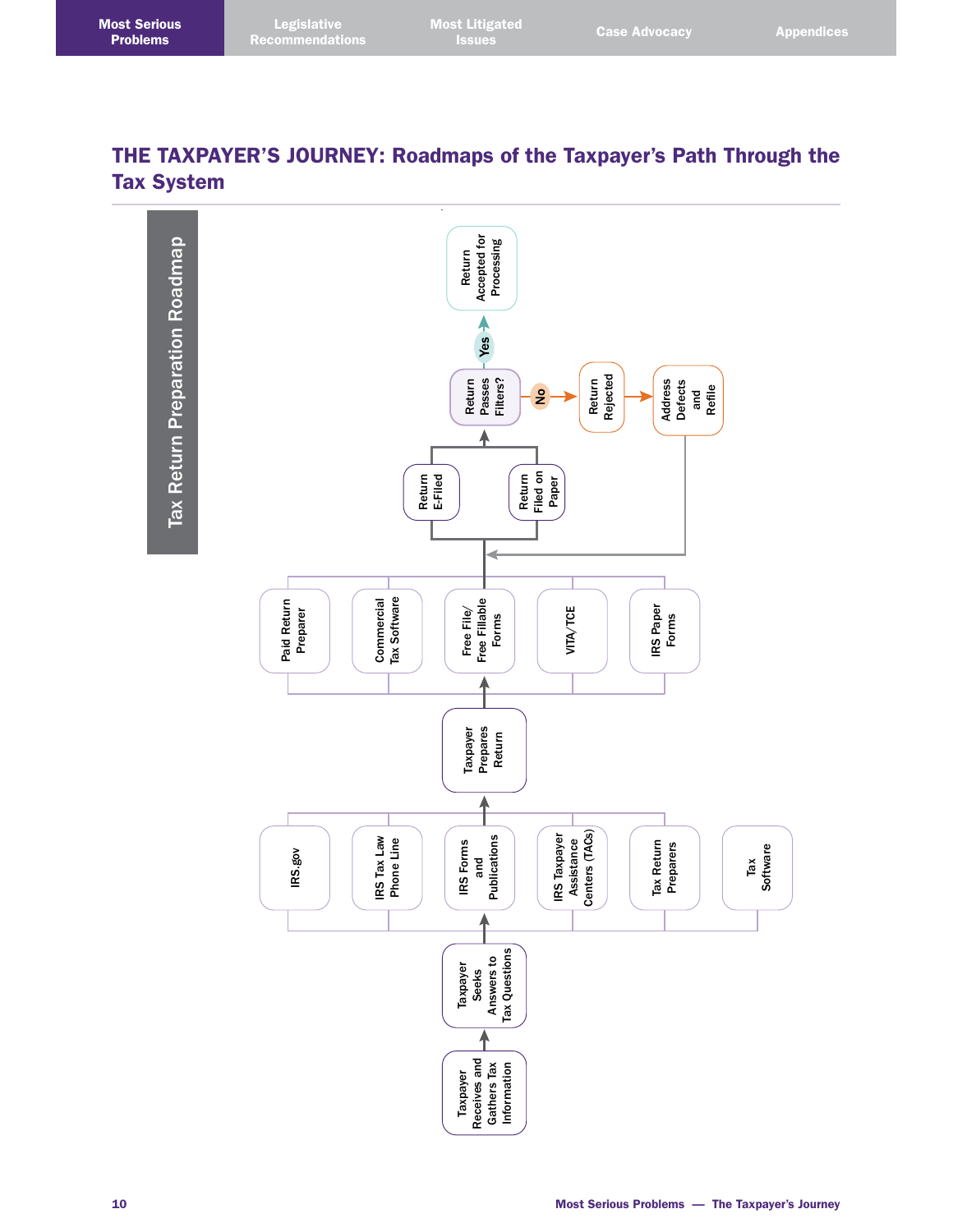# THE TAXPAYER'S JOURNEY: Roadmaps of the Taxpayer's Path Through the Tax System

## Tax Return Preparation Roadmap

- Taxpayer Receives and Gathers Tax Information
- Taxpayer Seeks Answers to Tax Questions
  - IRS.gov
  - IRS Tax Law Phone Line
  - IRS Forms and Publications
  - IRS Taxpayer Assistance Centers (TACs)
  - Tax Return Preparers
  - Tax Software
- Taxpayer Prepares Return
  - Paid Return Preparer
  - Commercial Tax Software
  - Free File/ Free Fillable Forms
  - VITA/TCE
  - IRS Paper Forms
- Return E-Filed / Return Filed on Paper
- Return Passes Filters?
  - Yes → Return Accepted for Processing
  - No → Return Rejected → Address Defects and Refile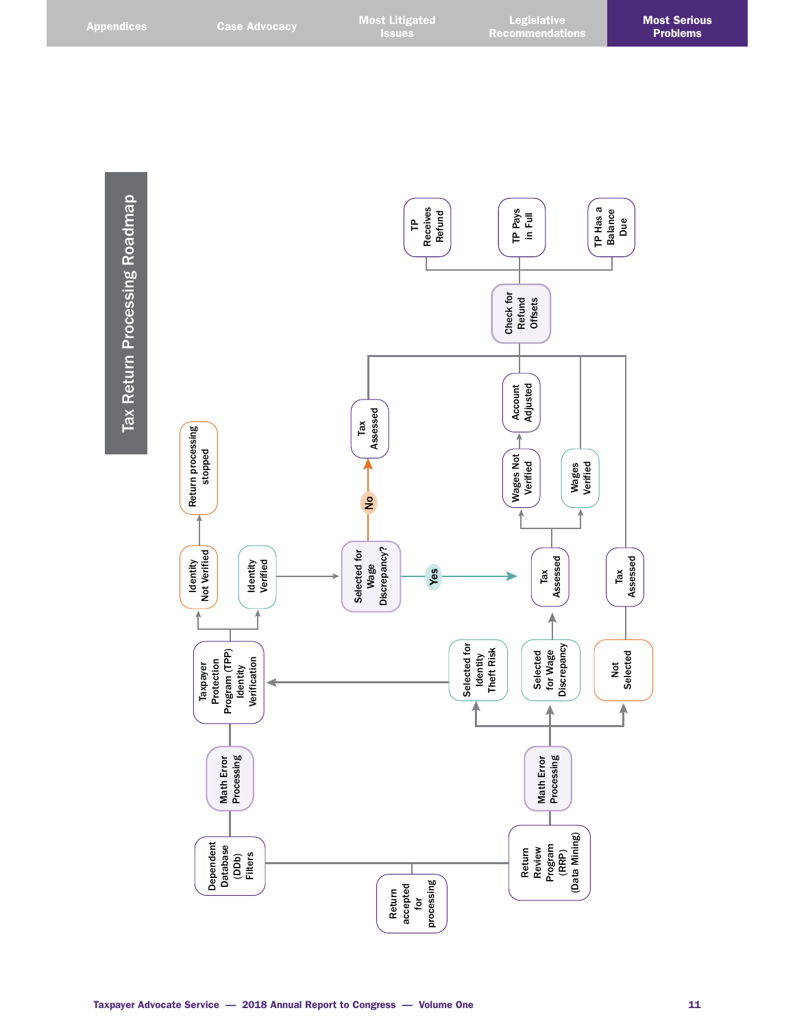# Tax Return Processing Roadmap

- Return accepted for processing
  - Dependent Database (DDb) Filters
    - Math Error Processing
      - Taxpayer Protection Program (TPP) Identity Verification
        - Identity Not Verified → Return processing stopped
        - Identity Verified → Selected for Wage Discrepancy?
          - No → Tax Assessed → Check for Refund Offsets
          - Yes → Tax Assessed
  - Return Review Program (RRP) (Data Mining)
    - Math Error Processing
      - Selected for Identity Theft Risk → Taxpayer Protection Program (TPP) Identity Verification
      - Selected for Wage Discrepancy → Tax Assessed
        - Wages Not Verified → Account Adjusted → Check for Refund Offsets
        - Wages Verified → Check for Refund Offsets
      - Not Selected → Tax Assessed → Check for Refund Offsets

- Check for Refund Offsets
  - TP Receives Refund
  - TP Pays in Full
  - TP Has a Balance Due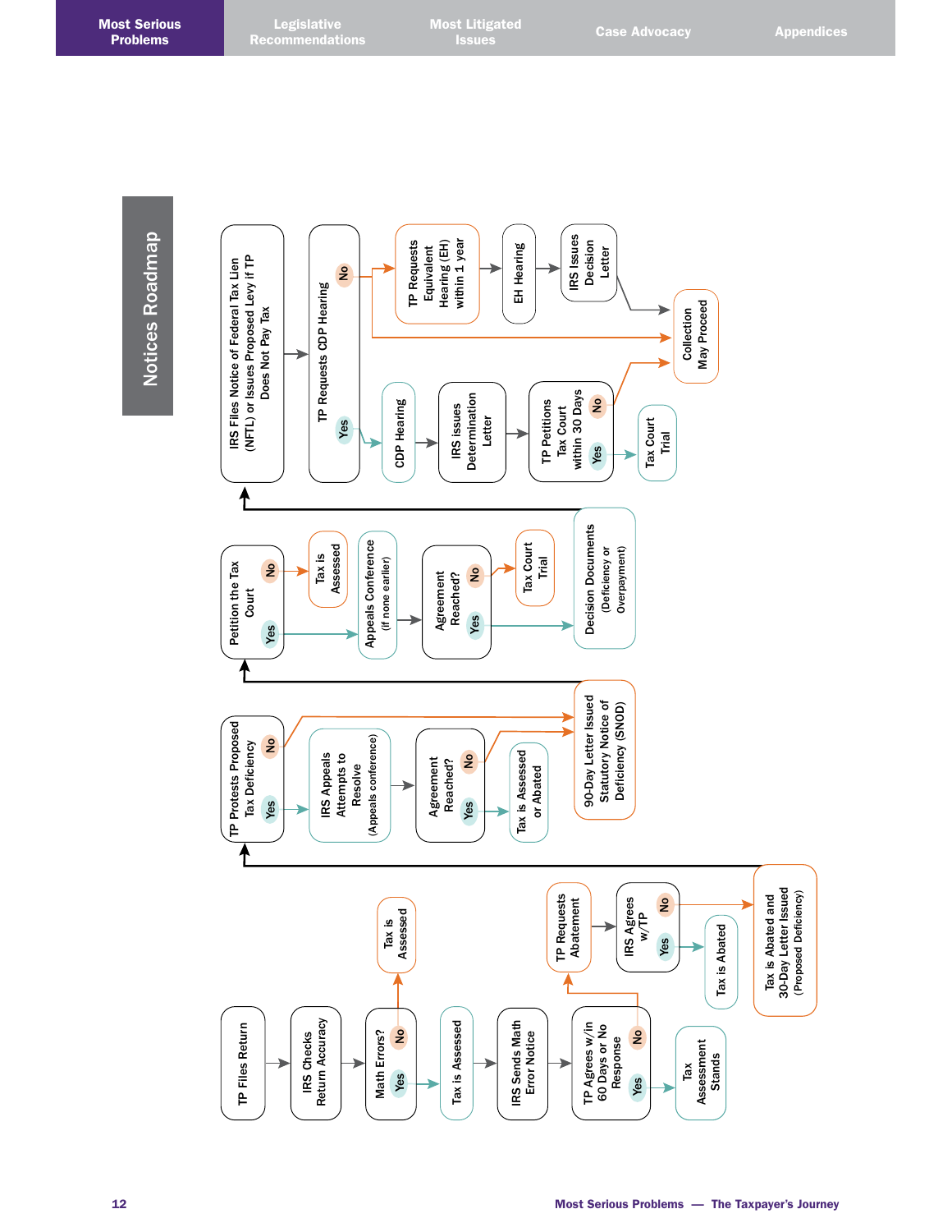# Notices Roadmap

**Stage 1**

- TP Files Return → IRS Checks Return Accuracy → Math Errors?
  - No → Tax is Assessed
  - Yes → IRS Sends Math Error Notice → TP Agrees w/in 60 Days or No Response
    - Yes → Tax Assessment Stands
    - No → TP Requests Abatement → IRS Agrees w/TP
      - Yes → Tax is Abated
      - No → Tax is Abated and 30-Day Letter Issued (Proposed Deficiency)

**Stage 2**

- TP Protests Proposed Tax Deficiency
  - Yes → IRS Appeals Attempts to Resolve (Appeals conference) → Agreement Reached?
    - Yes → Tax is Assessed or Abated
    - No → 90-Day Letter Issued Statutory Notice of Deficiency (SNOD)
  - No → 90-Day Letter Issued Statutory Notice of Deficiency (SNOD)

**Stage 3**

- Petition the Tax Court
  - No → Tax is Assessed
  - Yes → Appeals Conference (if none earlier) → Agreement Reached?
    - Yes → Decision Documents (Deficiency or Overpayment)
    - No → Tax Court Trial

**Stage 4**

- IRS Files Notice of Federal Tax Lien (NFTL) or Issues Proposed Levy if TP Does Not Pay Tax → TP Requests CDP Hearing
  - Yes → CDP Hearing → IRS issues Determination Letter → TP Petitions Tax Court within 30 Days
    - Yes → Tax Court Trial
    - No → Collection May Proceed
  - No → TP Requests Equivalent Hearing (EH) within 1 year → EH Hearing → IRS Issues Decision Letter → Collection May Proceed
  - No → Collection May Proceed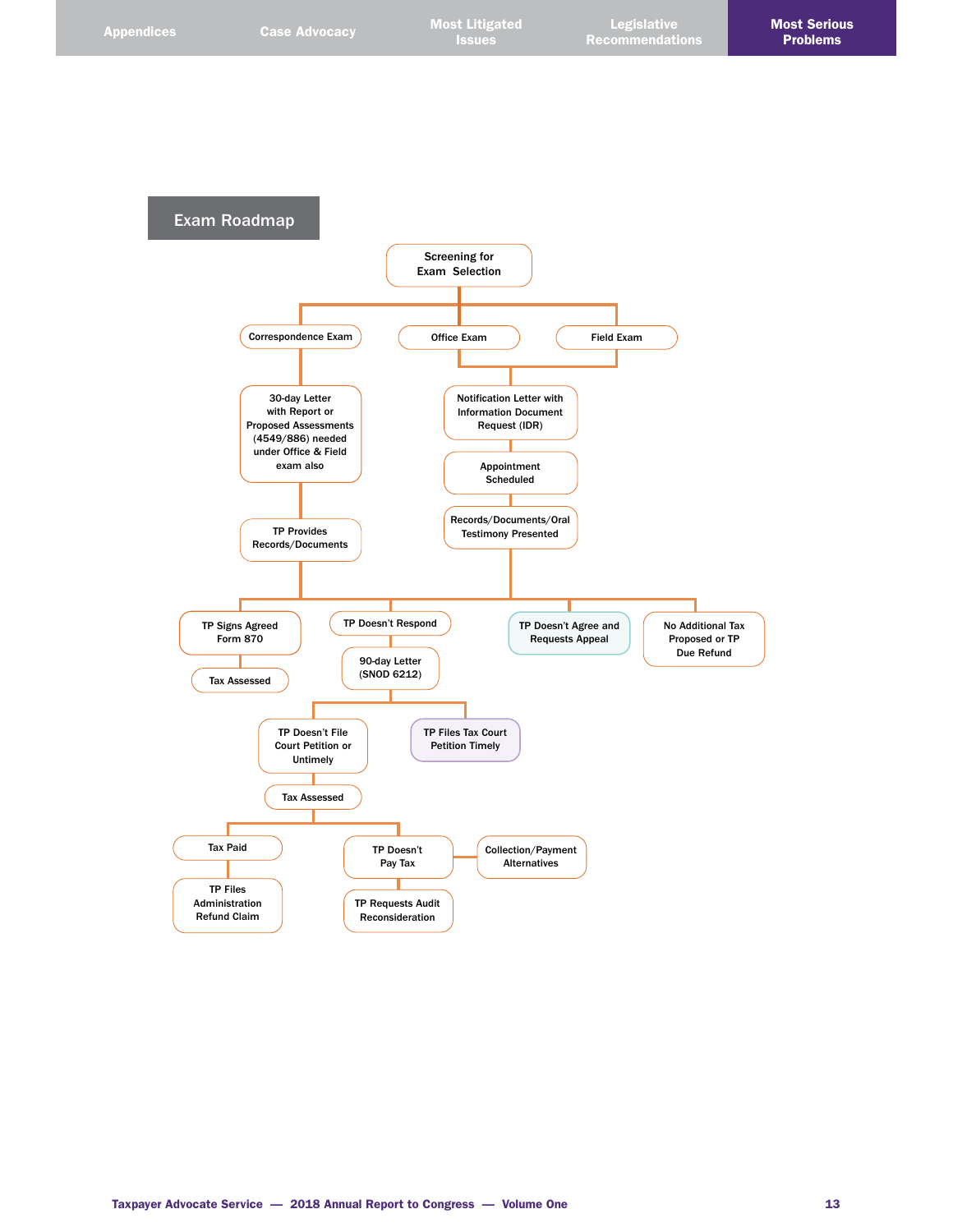## Exam Roadmap

- Screening for Exam Selection
  - Correspondence Exam
    - 30-day Letter with Report or Proposed Assessments (4549/886) needed under Office & Field exam also
    - TP Provides Records/Documents
  - Office Exam
  - Field Exam
    - (Office Exam and Field Exam) Notification Letter with Information Document Request (IDR)
    - Appointment Scheduled
    - Records/Documents/Oral Testimony Presented

Outcomes:

- TP Signs Agreed Form 870
  - Tax Assessed
- TP Doesn't Respond
  - 90-day Letter (SNOD 6212)
    - TP Doesn't File Court Petition or Untimely
      - Tax Assessed
        - Tax Paid
          - TP Files Administration Refund Claim
        - TP Doesn't Pay Tax
          - Collection/Payment Alternatives
          - TP Requests Audit Reconsideration
    - TP Files Tax Court Petition Timely
- TP Doesn't Agree and Requests Appeal
- No Additional Tax Proposed or TP Due Refund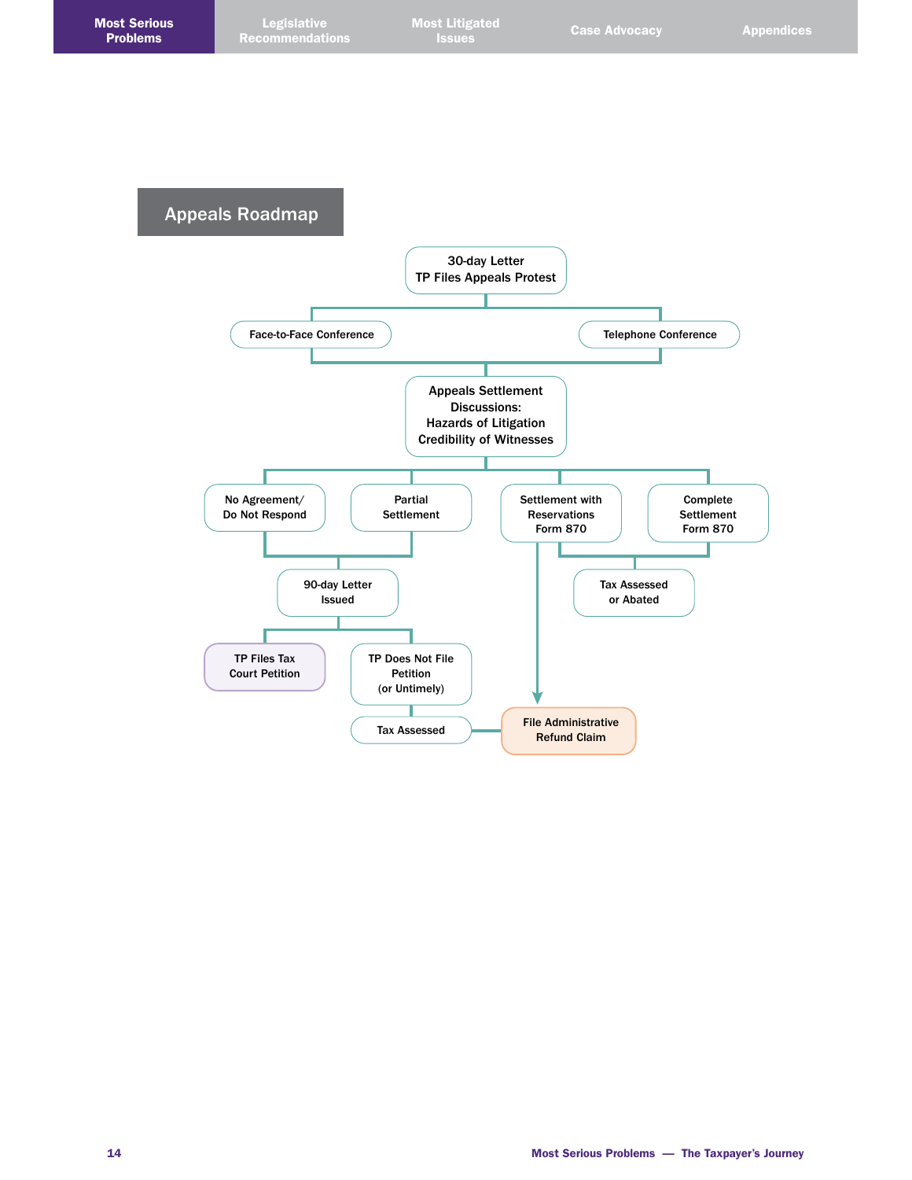## Appeals Roadmap

30-day Letter
TP Files Appeals Protest

Face-to-Face Conference

Telephone Conference

Appeals Settlement Discussions:
Hazards of Litigation
Credibility of Witnesses

No Agreement/ Do Not Respond

Partial Settlement

Settlement with Reservations Form 870

Complete Settlement Form 870

90-day Letter Issued

Tax Assessed or Abated

TP Files Tax Court Petition

TP Does Not File Petition (or Untimely)

Tax Assessed

File Administrative Refund Claim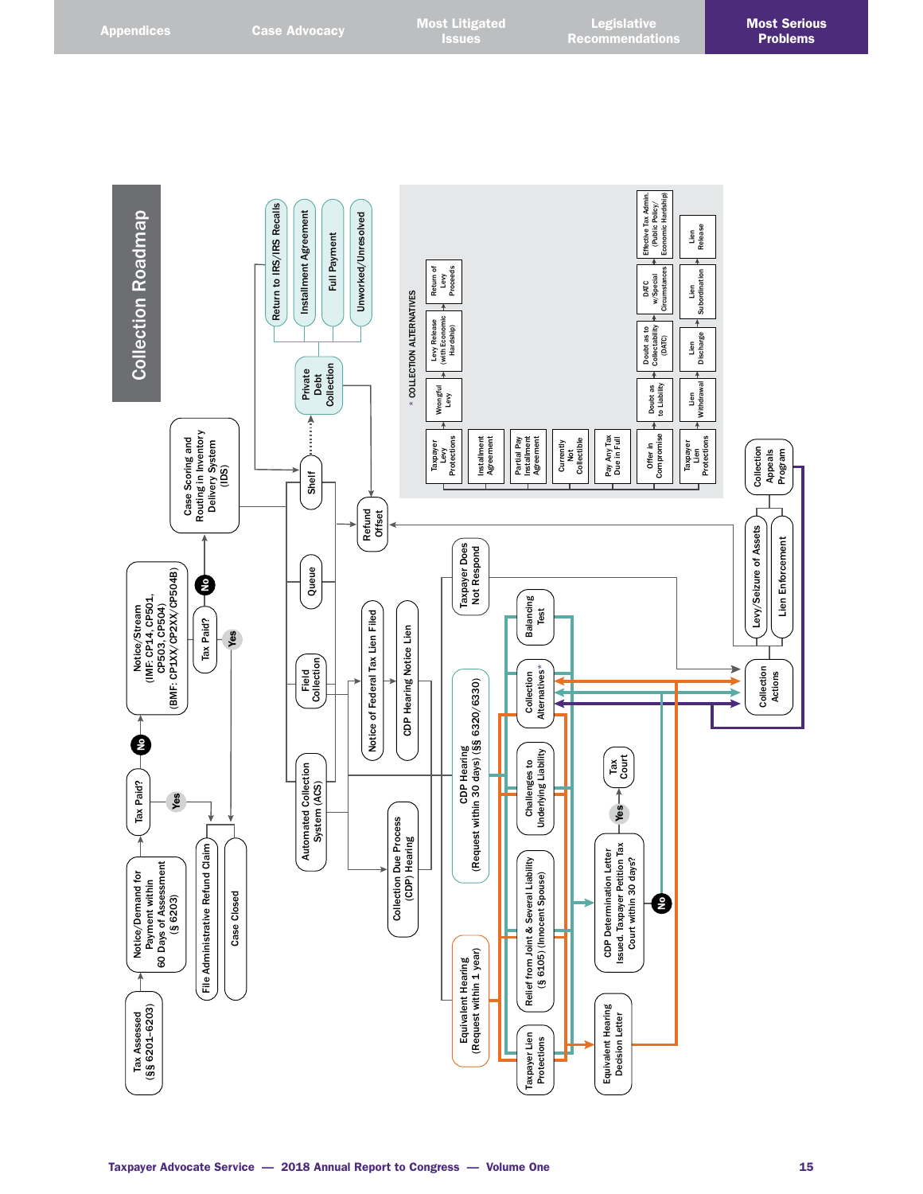# Collection Roadmap

Tax Assessed (§§ 6201–6203)

Notice/Demand for Payment within 60 Days of Assessment (§ 6203)

Tax Paid?

Yes

No

File Administrative Refund Claim

Case Closed

Notice/Stream (IMF: CP14, CP501, CP503, CP504) (BMF: CP1XX/CP2XX/CP504B)

Tax Paid?

Yes

No

Case Scoring and Routing in Inventory Delivery System (IDS)

Automated Collection System (ACS)

Field Collection

Queue

Shelf

Private Debt Collection

- Return to IRS/IRS Recalls
- Installment Agreement
- Full Payment
- Unworked/Unresolved

Refund Offset

Notice of Federal Tax Lien Filed

CDP Hearing Notice Lien

Collection Due Process (CDP) Hearing

Taxpayer Does Not Respond

CDP Hearing (Request within 30 days) (§§ 6320/6330)

Equivalent Hearing (Request within 1 year)

Taxpayer Lien Protections

Relief from Joint & Several Liability (§ 6105) (Innocent Spouse)

Challenges to Underlying Liability

Collection Alternatives*

Balancing Test

CDP Determination Letter Issued. Taxpayer Petition Tax Court within 30 days?

Yes

No

Tax Court

Equivalent Hearing Decision Letter

Collection Actions

Levy/Seizure of Assets

Lien Enforcement

Collection Appeals Program

\* COLLECTION ALTERNATIVES

- Taxpayer Levy Protections
  - Wrongful Levy
  - Levy Release (with Economic Hardship)
  - Return of Levy Proceeds
- Installment Agreement
- Partial Pay Installment Agreement
- Currently Not Collectible
- Pay Any Tax Due in Full
- Offer in Compromise
  - Doubt as to Liability
  - Doubt as to Collectability (DATC)
  - DATC w/Special Circumstances
  - Effective Tax Admin. (Public Policy/Economic Hardship)
- Taxpayer Lien Protections
  - Lien Withdrawal
  - Lien Discharge
  - Lien Subordination
  - Lien Release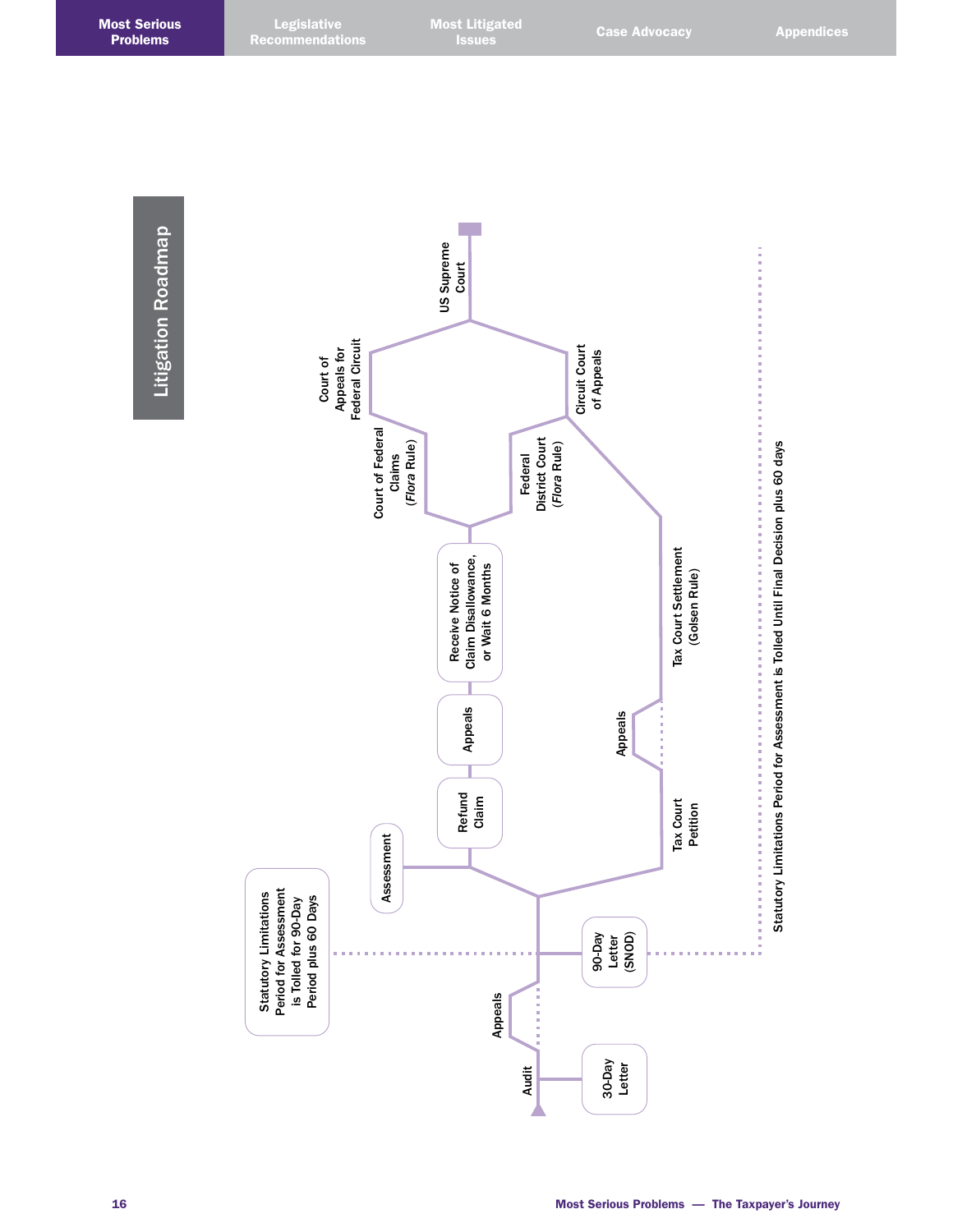# Litigation Roadmap

Audit

30-Day Letter

Appeals

90-Day Letter (SNOD)

Statutory Limitations Period for Assessment is Tolled for 90-Day Period plus 60 Days

Assessment

Refund Claim

Appeals

Receive Notice of Claim Disallowance, or Wait 6 Months

Court of Federal Claims (*Flora* Rule)

Federal District Court (*Flora* Rule)

Court of Appeals for Federal Circuit

Circuit Court of Appeals

US Supreme Court

Tax Court Petition

Appeals

Tax Court Settlement (Golsen Rule)

Statutory Limitations Period for Assessment is Tolled Until Final Decision plus 60 days